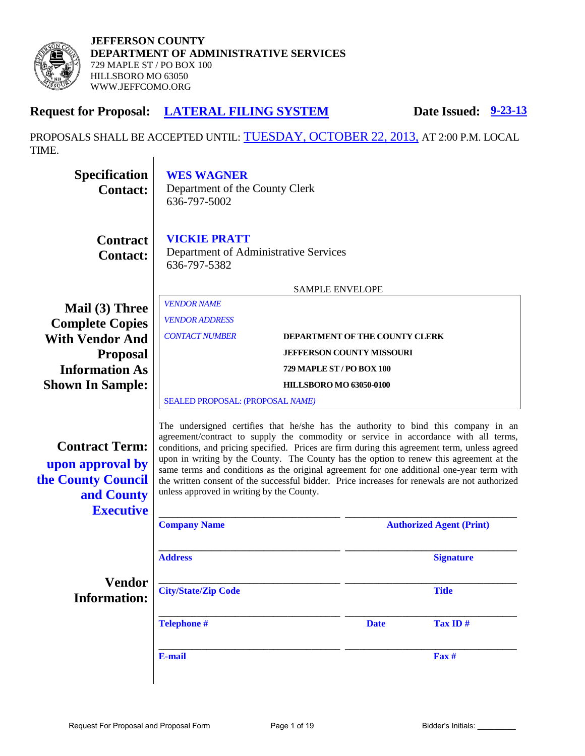**JEFFERSON COUNTY**
**DEPARTMENT OF ADMINISTRATIVE SERVICES**
729 MAPLE ST / PO BOX 100
HILLSBORO MO 63050
WWW.JEFFCOMO.ORG

## Request for Proposal: LATERAL FILING SYSTEM

**Date Issued: 9-23-13**

PROPOSALS SHALL BE ACCEPTED UNTIL: TUESDAY, OCTOBER 22, 2013, AT 2:00 P.M. LOCAL TIME.

**Specification Contact:**
**WES WAGNER**
Department of the County Clerk
636-797-5002

**Contract Contact:**
**VICKIE PRATT**
Department of Administrative Services
636-797-5382

**Mail (3) Three Complete Copies With Vendor And Proposal Information As Shown In Sample:**

SAMPLE ENVELOPE

*VENDOR NAME*
*VENDOR ADDRESS*
*CONTACT NUMBER*

**DEPARTMENT OF THE COUNTY CLERK**
**JEFFERSON COUNTY MISSOURI**
**729 MAPLE ST / PO BOX 100**
**HILLSBORO MO 63050-0100**

SEALED PROPOSAL: (PROPOSAL *NAME)*

**Contract Term:** **upon approval by the County Council and County Executive**

The undersigned certifies that he/she has the authority to bind this company in an agreement/contract to supply the commodity or service in accordance with all terms, conditions, and pricing specified. Prices are firm during this agreement term, unless agreed upon in writing by the County. The County has the option to renew this agreement at the same terms and conditions as the original agreement for one additional one-year term with the written consent of the successful bidder. Price increases for renewals are not authorized unless approved in writing by the County.

**Vendor Information:**

| | |
|---|---|
| ______________________ | ______________________ |
| **Company Name** | **Authorized Agent (Print)** |
| ______________________ | ______________________ |
| **Address** | **Signature** |
| ______________________ | ______________________ |
| **City/State/Zip Code** | **Title** |
| ______________________ | ______________________ |
| **Telephone #** | **Date** **Tax ID #** |
| ______________________ | ______________________ |
| **E-mail** | **Fax #** |

Bidder's Initials: _________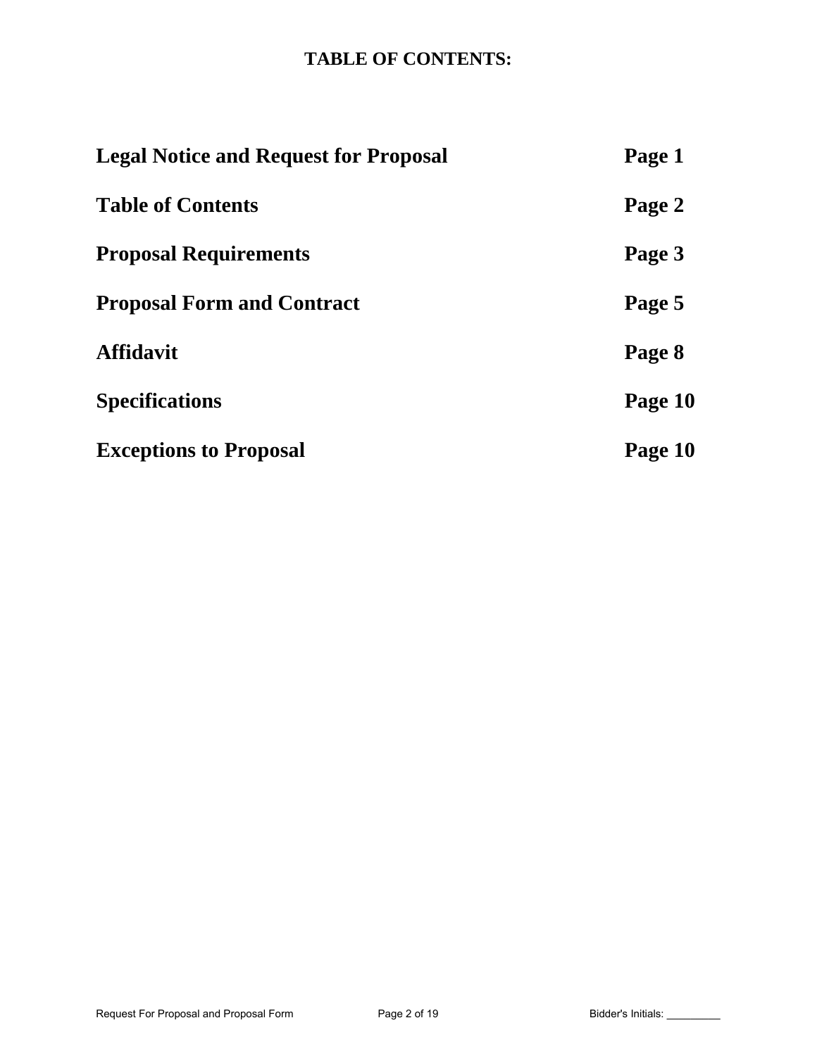# TABLE OF CONTENTS:

| | |
|---|---|
| **Legal Notice and Request for Proposal** | **Page 1** |
| **Table of Contents** | **Page 2** |
| **Proposal Requirements** | **Page 3** |
| **Proposal Form and Contract** | **Page 5** |
| **Affidavit** | **Page 8** |
| **Specifications** | **Page 10** |
| **Exceptions to Proposal** | **Page 10** |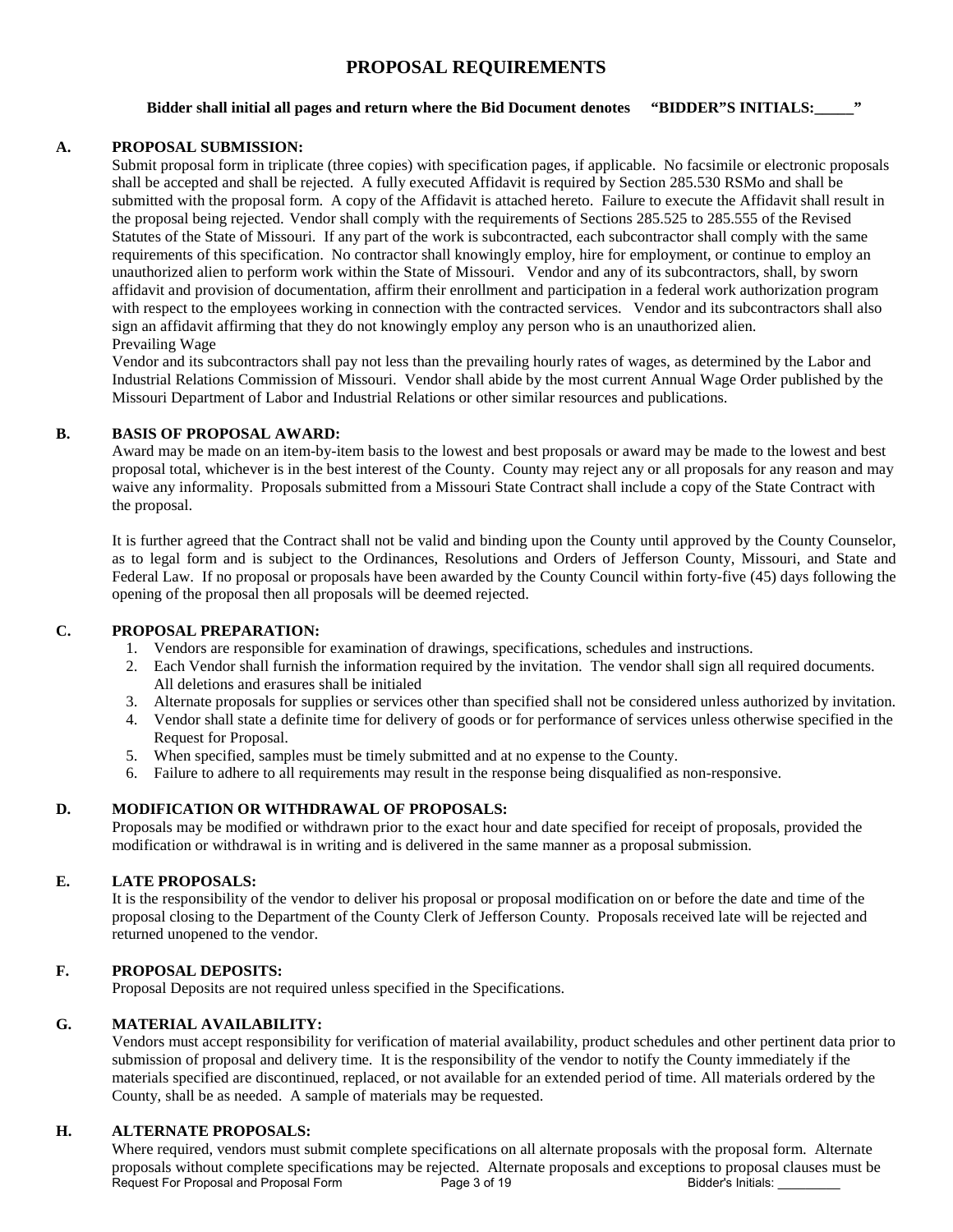# PROPOSAL REQUIREMENTS

**Bidder shall initial all pages and return where the Bid Document denotes "BIDDER"S INITIALS:_____"**

## A. PROPOSAL SUBMISSION:

Submit proposal form in triplicate (three copies) with specification pages, if applicable. No facsimile or electronic proposals shall be accepted and shall be rejected. A fully executed Affidavit is required by Section 285.530 RSMo and shall be submitted with the proposal form. A copy of the Affidavit is attached hereto. Failure to execute the Affidavit shall result in the proposal being rejected. Vendor shall comply with the requirements of Sections 285.525 to 285.555 of the Revised Statutes of the State of Missouri. If any part of the work is subcontracted, each subcontractor shall comply with the same requirements of this specification. No contractor shall knowingly employ, hire for employment, or continue to employ an unauthorized alien to perform work within the State of Missouri. Vendor and any of its subcontractors, shall, by sworn affidavit and provision of documentation, affirm their enrollment and participation in a federal work authorization program with respect to the employees working in connection with the contracted services. Vendor and its subcontractors shall also sign an affidavit affirming that they do not knowingly employ any person who is an unauthorized alien.

Prevailing Wage

Vendor and its subcontractors shall pay not less than the prevailing hourly rates of wages, as determined by the Labor and Industrial Relations Commission of Missouri. Vendor shall abide by the most current Annual Wage Order published by the Missouri Department of Labor and Industrial Relations or other similar resources and publications.

## B. BASIS OF PROPOSAL AWARD:

Award may be made on an item-by-item basis to the lowest and best proposals or award may be made to the lowest and best proposal total, whichever is in the best interest of the County. County may reject any or all proposals for any reason and may waive any informality. Proposals submitted from a Missouri State Contract shall include a copy of the State Contract with the proposal.

It is further agreed that the Contract shall not be valid and binding upon the County until approved by the County Counselor, as to legal form and is subject to the Ordinances, Resolutions and Orders of Jefferson County, Missouri, and State and Federal Law. If no proposal or proposals have been awarded by the County Council within forty-five (45) days following the opening of the proposal then all proposals will be deemed rejected.

## C. PROPOSAL PREPARATION:

1. Vendors are responsible for examination of drawings, specifications, schedules and instructions.
2. Each Vendor shall furnish the information required by the invitation. The vendor shall sign all required documents. All deletions and erasures shall be initialed
3. Alternate proposals for supplies or services other than specified shall not be considered unless authorized by invitation.
4. Vendor shall state a definite time for delivery of goods or for performance of services unless otherwise specified in the Request for Proposal.
5. When specified, samples must be timely submitted and at no expense to the County.
6. Failure to adhere to all requirements may result in the response being disqualified as non-responsive.

## D. MODIFICATION OR WITHDRAWAL OF PROPOSALS:

Proposals may be modified or withdrawn prior to the exact hour and date specified for receipt of proposals, provided the modification or withdrawal is in writing and is delivered in the same manner as a proposal submission.

## E. LATE PROPOSALS:

It is the responsibility of the vendor to deliver his proposal or proposal modification on or before the date and time of the proposal closing to the Department of the County Clerk of Jefferson County. Proposals received late will be rejected and returned unopened to the vendor.

## F. PROPOSAL DEPOSITS:

Proposal Deposits are not required unless specified in the Specifications.

## G. MATERIAL AVAILABILITY:

Vendors must accept responsibility for verification of material availability, product schedules and other pertinent data prior to submission of proposal and delivery time. It is the responsibility of the vendor to notify the County immediately if the materials specified are discontinued, replaced, or not available for an extended period of time. All materials ordered by the County, shall be as needed. A sample of materials may be requested.

## H. ALTERNATE PROPOSALS:

Where required, vendors must submit complete specifications on all alternate proposals with the proposal form. Alternate proposals without complete specifications may be rejected. Alternate proposals and exceptions to proposal clauses must be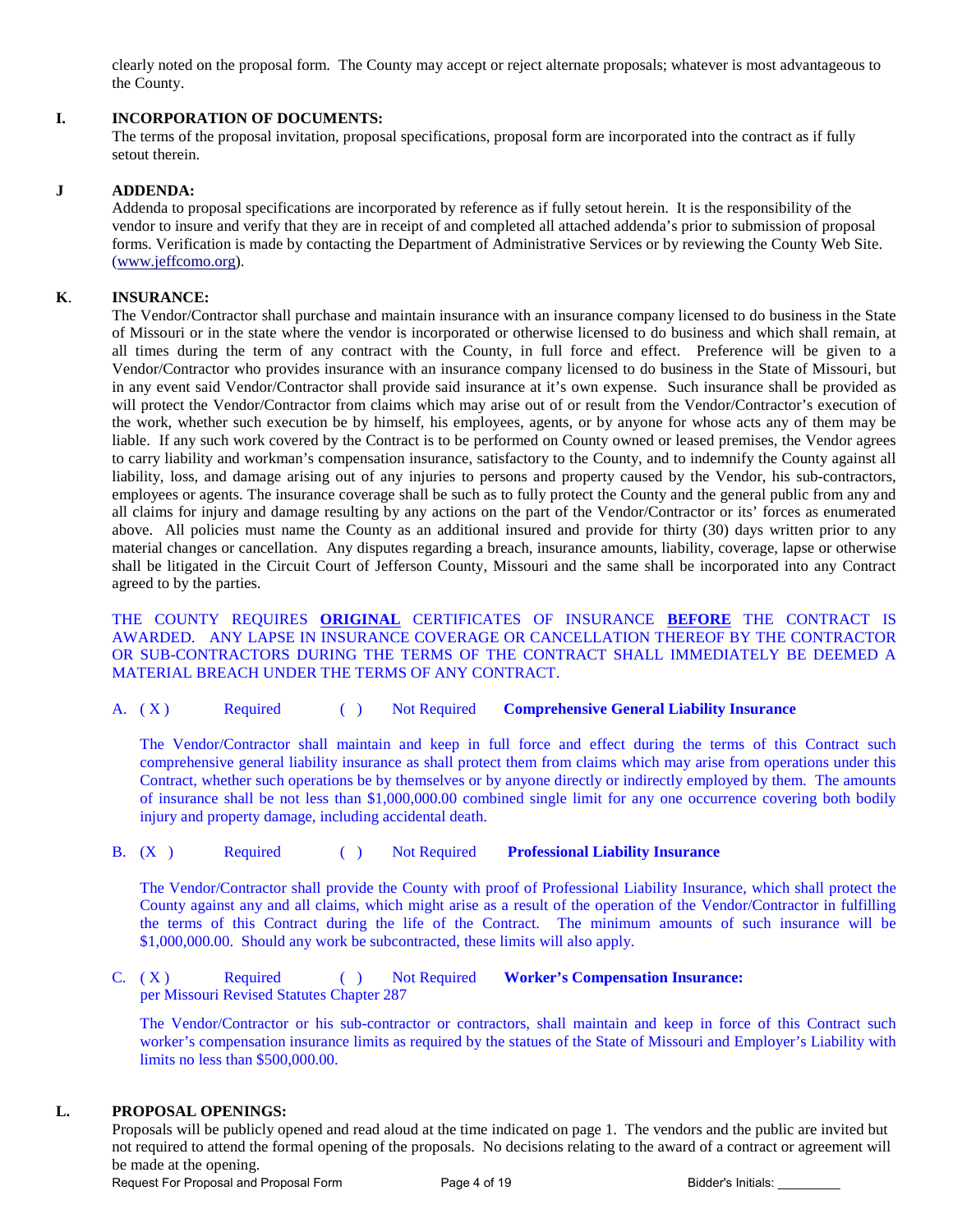clearly noted on the proposal form. The County may accept or reject alternate proposals; whatever is most advantageous to the County.

**I. INCORPORATION OF DOCUMENTS:**

The terms of the proposal invitation, proposal specifications, proposal form are incorporated into the contract as if fully setout therein.

**J ADDENDA:**

Addenda to proposal specifications are incorporated by reference as if fully setout herein. It is the responsibility of the vendor to insure and verify that they are in receipt of and completed all attached addenda's prior to submission of proposal forms. Verification is made by contacting the Department of Administrative Services or by reviewing the County Web Site. (www.jeffcomo.org).

**K. INSURANCE:**

The Vendor/Contractor shall purchase and maintain insurance with an insurance company licensed to do business in the State of Missouri or in the state where the vendor is incorporated or otherwise licensed to do business and which shall remain, at all times during the term of any contract with the County, in full force and effect. Preference will be given to a Vendor/Contractor who provides insurance with an insurance company licensed to do business in the State of Missouri, but in any event said Vendor/Contractor shall provide said insurance at it's own expense. Such insurance shall be provided as will protect the Vendor/Contractor from claims which may arise out of or result from the Vendor/Contractor's execution of the work, whether such execution be by himself, his employees, agents, or by anyone for whose acts any of them may be liable. If any such work covered by the Contract is to be performed on County owned or leased premises, the Vendor agrees to carry liability and workman's compensation insurance, satisfactory to the County, and to indemnify the County against all liability, loss, and damage arising out of any injuries to persons and property caused by the Vendor, his sub-contractors, employees or agents. The insurance coverage shall be such as to fully protect the County and the general public from any and all claims for injury and damage resulting by any actions on the part of the Vendor/Contractor or its' forces as enumerated above. All policies must name the County as an additional insured and provide for thirty (30) days written prior to any material changes or cancellation. Any disputes regarding a breach, insurance amounts, liability, coverage, lapse or otherwise shall be litigated in the Circuit Court of Jefferson County, Missouri and the same shall be incorporated into any Contract agreed to by the parties.

THE COUNTY REQUIRES **ORIGINAL** CERTIFICATES OF INSURANCE **BEFORE** THE CONTRACT IS AWARDED. ANY LAPSE IN INSURANCE COVERAGE OR CANCELLATION THEREOF BY THE CONTRACTOR OR SUB-CONTRACTORS DURING THE TERMS OF THE CONTRACT SHALL IMMEDIATELY BE DEEMED A MATERIAL BREACH UNDER THE TERMS OF ANY CONTRACT.

A. ( X ) Required ( ) Not Required **Comprehensive General Liability Insurance**

The Vendor/Contractor shall maintain and keep in full force and effect during the terms of this Contract such comprehensive general liability insurance as shall protect them from claims which may arise from operations under this Contract, whether such operations be by themselves or by anyone directly or indirectly employed by them. The amounts of insurance shall be not less than $1,000,000.00 combined single limit for any one occurrence covering both bodily injury and property damage, including accidental death.

B. (X ) Required ( ) Not Required **Professional Liability Insurance**

The Vendor/Contractor shall provide the County with proof of Professional Liability Insurance, which shall protect the County against any and all claims, which might arise as a result of the operation of the Vendor/Contractor in fulfilling the terms of this Contract during the life of the Contract. The minimum amounts of such insurance will be $1,000,000.00. Should any work be subcontracted, these limits will also apply.

C. ( X ) Required ( ) Not Required **Worker's Compensation Insurance:**
per Missouri Revised Statutes Chapter 287

The Vendor/Contractor or his sub-contractor or contractors, shall maintain and keep in force of this Contract such worker's compensation insurance limits as required by the statues of the State of Missouri and Employer's Liability with limits no less than $500,000.00.

**L. PROPOSAL OPENINGS:**

Proposals will be publicly opened and read aloud at the time indicated on page 1. The vendors and the public are invited but not required to attend the formal opening of the proposals. No decisions relating to the award of a contract or agreement will be made at the opening.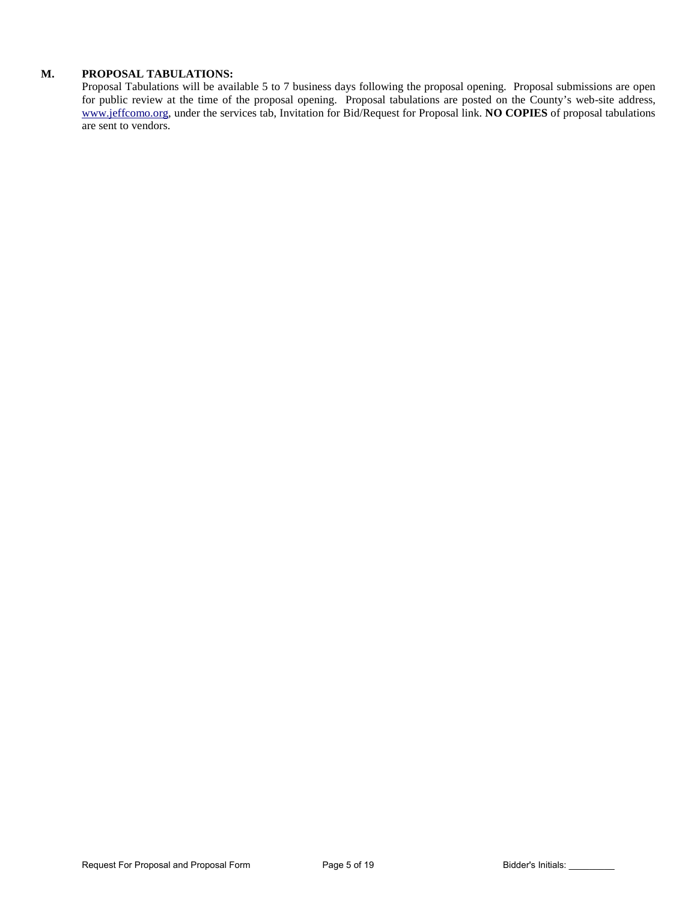**M. PROPOSAL TABULATIONS:**

Proposal Tabulations will be available 5 to 7 business days following the proposal opening. Proposal submissions are open for public review at the time of the proposal opening. Proposal tabulations are posted on the County's web-site address, [www.jeffcomo.org](http://www.jeffcomo.org), under the services tab, Invitation for Bid/Request for Proposal link. **NO COPIES** of proposal tabulations are sent to vendors.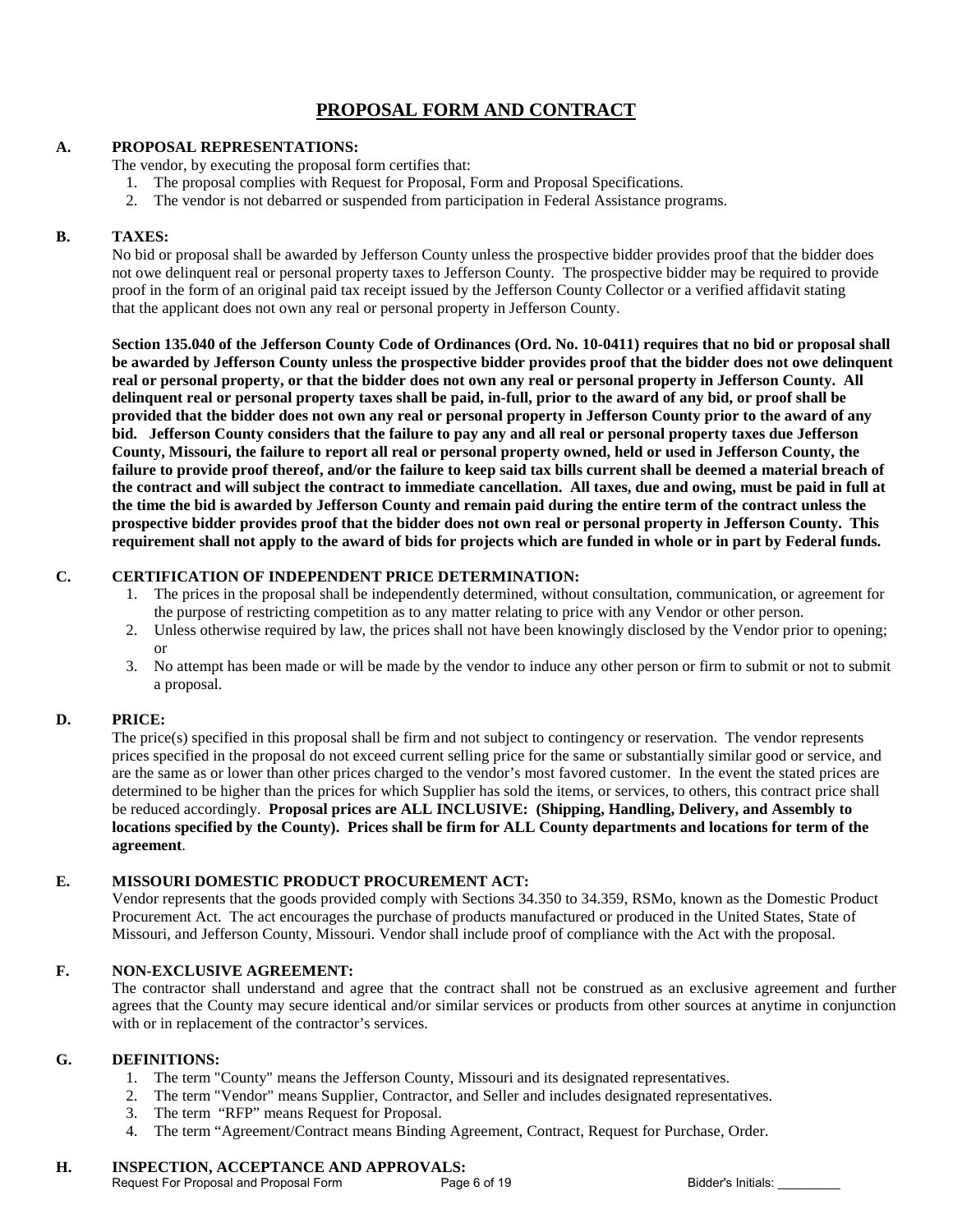# PROPOSAL FORM AND CONTRACT

**A. PROPOSAL REPRESENTATIONS:**

The vendor, by executing the proposal form certifies that:

1. The proposal complies with Request for Proposal, Form and Proposal Specifications.
2. The vendor is not debarred or suspended from participation in Federal Assistance programs.

**B. TAXES:**

No bid or proposal shall be awarded by Jefferson County unless the prospective bidder provides proof that the bidder does not owe delinquent real or personal property taxes to Jefferson County. The prospective bidder may be required to provide proof in the form of an original paid tax receipt issued by the Jefferson County Collector or a verified affidavit stating that the applicant does not own any real or personal property in Jefferson County.

**Section 135.040 of the Jefferson County Code of Ordinances (Ord. No. 10-0411) requires that no bid or proposal shall be awarded by Jefferson County unless the prospective bidder provides proof that the bidder does not owe delinquent real or personal property, or that the bidder does not own any real or personal property in Jefferson County. All delinquent real or personal property taxes shall be paid, in-full, prior to the award of any bid, or proof shall be provided that the bidder does not own any real or personal property in Jefferson County prior to the award of any bid. Jefferson County considers that the failure to pay any and all real or personal property taxes due Jefferson County, Missouri, the failure to report all real or personal property owned, held or used in Jefferson County, the failure to provide proof thereof, and/or the failure to keep said tax bills current shall be deemed a material breach of the contract and will subject the contract to immediate cancellation. All taxes, due and owing, must be paid in full at the time the bid is awarded by Jefferson County and remain paid during the entire term of the contract unless the prospective bidder provides proof that the bidder does not own real or personal property in Jefferson County. This requirement shall not apply to the award of bids for projects which are funded in whole or in part by Federal funds.**

**C. CERTIFICATION OF INDEPENDENT PRICE DETERMINATION:**

1. The prices in the proposal shall be independently determined, without consultation, communication, or agreement for the purpose of restricting competition as to any matter relating to price with any Vendor or other person.
2. Unless otherwise required by law, the prices shall not have been knowingly disclosed by the Vendor prior to opening; or
3. No attempt has been made or will be made by the vendor to induce any other person or firm to submit or not to submit a proposal.

**D. PRICE:**

The price(s) specified in this proposal shall be firm and not subject to contingency or reservation. The vendor represents prices specified in the proposal do not exceed current selling price for the same or substantially similar good or service, and are the same as or lower than other prices charged to the vendor's most favored customer. In the event the stated prices are determined to be higher than the prices for which Supplier has sold the items, or services, to others, this contract price shall be reduced accordingly. **Proposal prices are ALL INCLUSIVE: (Shipping, Handling, Delivery, and Assembly to locations specified by the County). Prices shall be firm for ALL County departments and locations for term of the agreement**.

**E. MISSOURI DOMESTIC PRODUCT PROCUREMENT ACT:**

Vendor represents that the goods provided comply with Sections 34.350 to 34.359, RSMo, known as the Domestic Product Procurement Act. The act encourages the purchase of products manufactured or produced in the United States, State of Missouri, and Jefferson County, Missouri. Vendor shall include proof of compliance with the Act with the proposal.

**F. NON-EXCLUSIVE AGREEMENT:**

The contractor shall understand and agree that the contract shall not be construed as an exclusive agreement and further agrees that the County may secure identical and/or similar services or products from other sources at anytime in conjunction with or in replacement of the contractor's services.

**G. DEFINITIONS:**

1. The term "County" means the Jefferson County, Missouri and its designated representatives.
2. The term "Vendor" means Supplier, Contractor, and Seller and includes designated representatives.
3. The term "RFP" means Request for Proposal.
4. The term "Agreement/Contract means Binding Agreement, Contract, Request for Purchase, Order.

**H. INSPECTION, ACCEPTANCE AND APPROVALS:**

Bidder's Initials: _________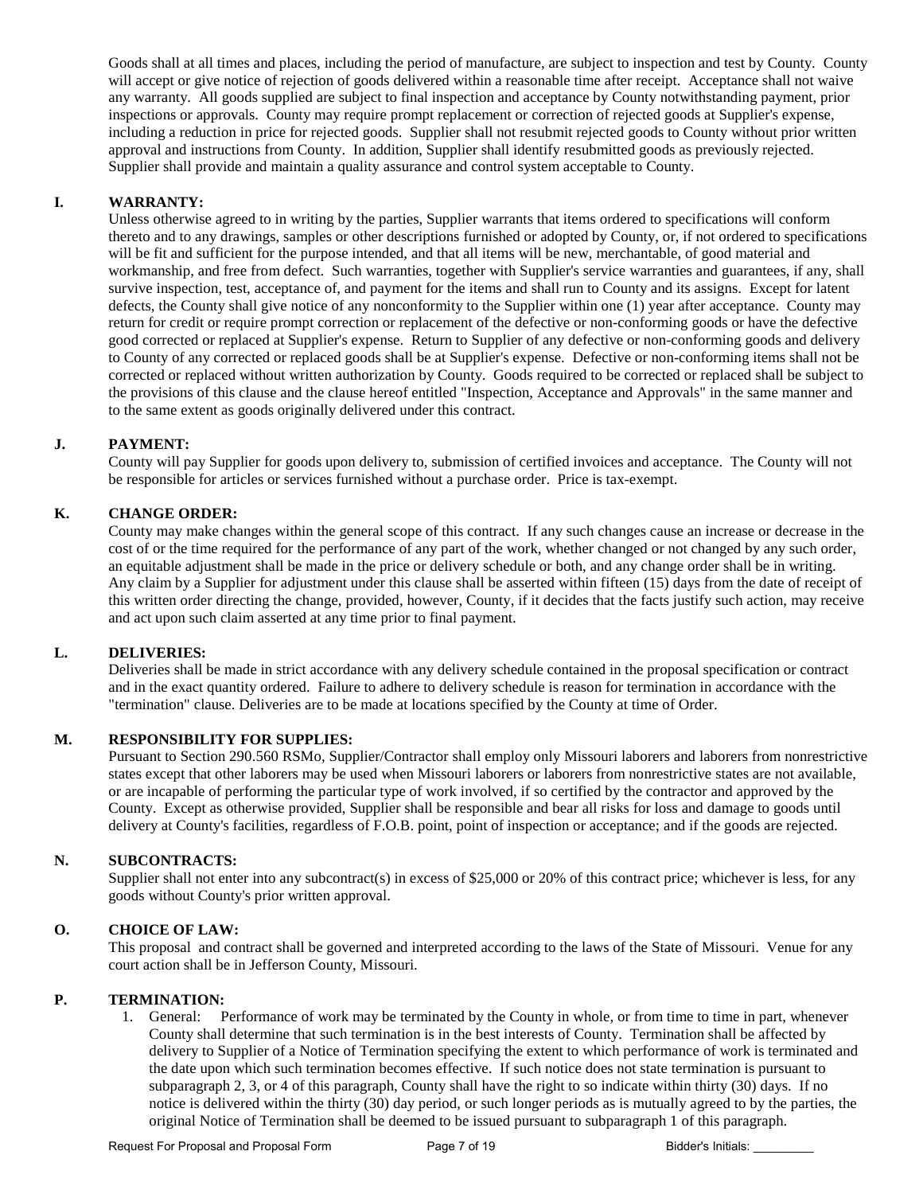Goods shall at all times and places, including the period of manufacture, are subject to inspection and test by County. County will accept or give notice of rejection of goods delivered within a reasonable time after receipt. Acceptance shall not waive any warranty. All goods supplied are subject to final inspection and acceptance by County notwithstanding payment, prior inspections or approvals. County may require prompt replacement or correction of rejected goods at Supplier's expense, including a reduction in price for rejected goods. Supplier shall not resubmit rejected goods to County without prior written approval and instructions from County. In addition, Supplier shall identify resubmitted goods as previously rejected. Supplier shall provide and maintain a quality assurance and control system acceptable to County.

**I. WARRANTY:**

Unless otherwise agreed to in writing by the parties, Supplier warrants that items ordered to specifications will conform thereto and to any drawings, samples or other descriptions furnished or adopted by County, or, if not ordered to specifications will be fit and sufficient for the purpose intended, and that all items will be new, merchantable, of good material and workmanship, and free from defect. Such warranties, together with Supplier's service warranties and guarantees, if any, shall survive inspection, test, acceptance of, and payment for the items and shall run to County and its assigns. Except for latent defects, the County shall give notice of any nonconformity to the Supplier within one (1) year after acceptance. County may return for credit or require prompt correction or replacement of the defective or non-conforming goods or have the defective good corrected or replaced at Supplier's expense. Return to Supplier of any defective or non-conforming goods and delivery to County of any corrected or replaced goods shall be at Supplier's expense. Defective or non-conforming items shall not be corrected or replaced without written authorization by County. Goods required to be corrected or replaced shall be subject to the provisions of this clause and the clause hereof entitled "Inspection, Acceptance and Approvals" in the same manner and to the same extent as goods originally delivered under this contract.

**J. PAYMENT:**

County will pay Supplier for goods upon delivery to, submission of certified invoices and acceptance. The County will not be responsible for articles or services furnished without a purchase order. Price is tax-exempt.

**K. CHANGE ORDER:**

County may make changes within the general scope of this contract. If any such changes cause an increase or decrease in the cost of or the time required for the performance of any part of the work, whether changed or not changed by any such order, an equitable adjustment shall be made in the price or delivery schedule or both, and any change order shall be in writing. Any claim by a Supplier for adjustment under this clause shall be asserted within fifteen (15) days from the date of receipt of this written order directing the change, provided, however, County, if it decides that the facts justify such action, may receive and act upon such claim asserted at any time prior to final payment.

**L. DELIVERIES:**

Deliveries shall be made in strict accordance with any delivery schedule contained in the proposal specification or contract and in the exact quantity ordered. Failure to adhere to delivery schedule is reason for termination in accordance with the "termination" clause. Deliveries are to be made at locations specified by the County at time of Order.

**M. RESPONSIBILITY FOR SUPPLIES:**

Pursuant to Section 290.560 RSMo, Supplier/Contractor shall employ only Missouri laborers and laborers from nonrestrictive states except that other laborers may be used when Missouri laborers or laborers from nonrestrictive states are not available, or are incapable of performing the particular type of work involved, if so certified by the contractor and approved by the County. Except as otherwise provided, Supplier shall be responsible and bear all risks for loss and damage to goods until delivery at County's facilities, regardless of F.O.B. point, point of inspection or acceptance; and if the goods are rejected.

**N. SUBCONTRACTS:**

Supplier shall not enter into any subcontract(s) in excess of $25,000 or 20% of this contract price; whichever is less, for any goods without County's prior written approval.

**O. CHOICE OF LAW:**

This proposal and contract shall be governed and interpreted according to the laws of the State of Missouri. Venue for any court action shall be in Jefferson County, Missouri.

**P. TERMINATION:**

1. General: Performance of work may be terminated by the County in whole, or from time to time in part, whenever County shall determine that such termination is in the best interests of County. Termination shall be affected by delivery to Supplier of a Notice of Termination specifying the extent to which performance of work is terminated and the date upon which such termination becomes effective. If such notice does not state termination is pursuant to subparagraph 2, 3, or 4 of this paragraph, County shall have the right to so indicate within thirty (30) days. If no notice is delivered within the thirty (30) day period, or such longer periods as is mutually agreed to by the parties, the original Notice of Termination shall be deemed to be issued pursuant to subparagraph 1 of this paragraph.

Request For Proposal and Proposal Form Bidder's Initials: _________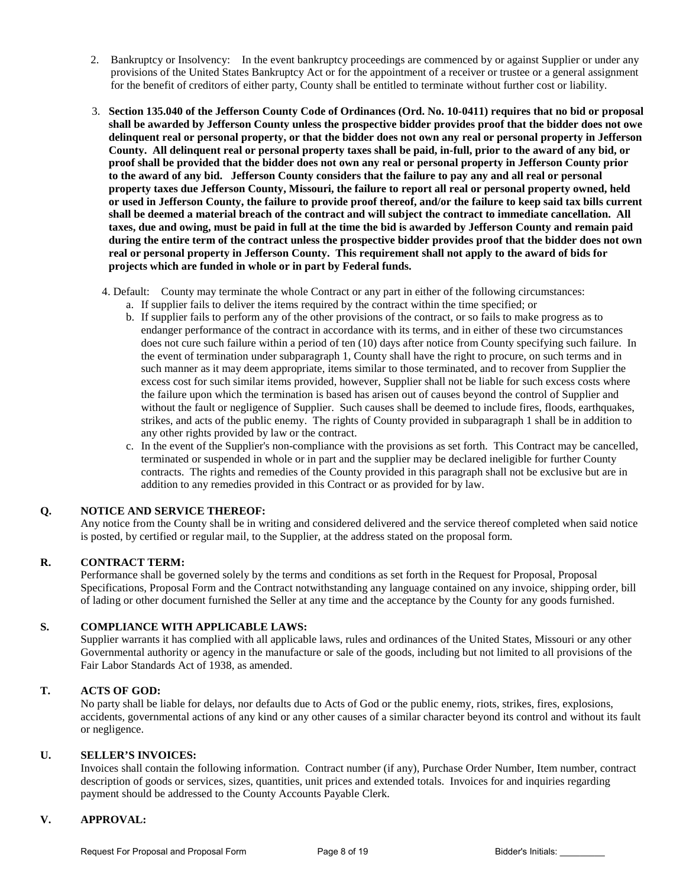2. Bankruptcy or Insolvency: In the event bankruptcy proceedings are commenced by or against Supplier or under any provisions of the United States Bankruptcy Act or for the appointment of a receiver or trustee or a general assignment for the benefit of creditors of either party, County shall be entitled to terminate without further cost or liability.

3. **Section 135.040 of the Jefferson County Code of Ordinances (Ord. No. 10-0411) requires that no bid or proposal shall be awarded by Jefferson County unless the prospective bidder provides proof that the bidder does not owe delinquent real or personal property, or that the bidder does not own any real or personal property in Jefferson County. All delinquent real or personal property taxes shall be paid, in-full, prior to the award of any bid, or proof shall be provided that the bidder does not own any real or personal property in Jefferson County prior to the award of any bid. Jefferson County considers that the failure to pay any and all real or personal property taxes due Jefferson County, Missouri, the failure to report all real or personal property owned, held or used in Jefferson County, the failure to provide proof thereof, and/or the failure to keep said tax bills current shall be deemed a material breach of the contract and will subject the contract to immediate cancellation. All taxes, due and owing, must be paid in full at the time the bid is awarded by Jefferson County and remain paid during the entire term of the contract unless the prospective bidder provides proof that the bidder does not own real or personal property in Jefferson County. This requirement shall not apply to the award of bids for projects which are funded in whole or in part by Federal funds.**

4. Default: County may terminate the whole Contract or any part in either of the following circumstances:
   a. If supplier fails to deliver the items required by the contract within the time specified; or
   b. If supplier fails to perform any of the other provisions of the contract, or so fails to make progress as to endanger performance of the contract in accordance with its terms, and in either of these two circumstances does not cure such failure within a period of ten (10) days after notice from County specifying such failure. In the event of termination under subparagraph 1, County shall have the right to procure, on such terms and in such manner as it may deem appropriate, items similar to those terminated, and to recover from Supplier the excess cost for such similar items provided, however, Supplier shall not be liable for such excess costs where the failure upon which the termination is based has arisen out of causes beyond the control of Supplier and without the fault or negligence of Supplier. Such causes shall be deemed to include fires, floods, earthquakes, strikes, and acts of the public enemy. The rights of County provided in subparagraph 1 shall be in addition to any other rights provided by law or the contract.
   c. In the event of the Supplier's non-compliance with the provisions as set forth. This Contract may be cancelled, terminated or suspended in whole or in part and the supplier may be declared ineligible for further County contracts. The rights and remedies of the County provided in this paragraph shall not be exclusive but are in addition to any remedies provided in this Contract or as provided for by law.

**Q. NOTICE AND SERVICE THEREOF:**

Any notice from the County shall be in writing and considered delivered and the service thereof completed when said notice is posted, by certified or regular mail, to the Supplier, at the address stated on the proposal form.

**R. CONTRACT TERM:**

Performance shall be governed solely by the terms and conditions as set forth in the Request for Proposal, Proposal Specifications, Proposal Form and the Contract notwithstanding any language contained on any invoice, shipping order, bill of lading or other document furnished the Seller at any time and the acceptance by the County for any goods furnished.

**S. COMPLIANCE WITH APPLICABLE LAWS:**

Supplier warrants it has complied with all applicable laws, rules and ordinances of the United States, Missouri or any other Governmental authority or agency in the manufacture or sale of the goods, including but not limited to all provisions of the Fair Labor Standards Act of 1938, as amended.

**T. ACTS OF GOD:**

No party shall be liable for delays, nor defaults due to Acts of God or the public enemy, riots, strikes, fires, explosions, accidents, governmental actions of any kind or any other causes of a similar character beyond its control and without its fault or negligence.

**U. SELLER'S INVOICES:**

Invoices shall contain the following information. Contract number (if any), Purchase Order Number, Item number, contract description of goods or services, sizes, quantities, unit prices and extended totals. Invoices for and inquiries regarding payment should be addressed to the County Accounts Payable Clerk.

**V. APPROVAL:**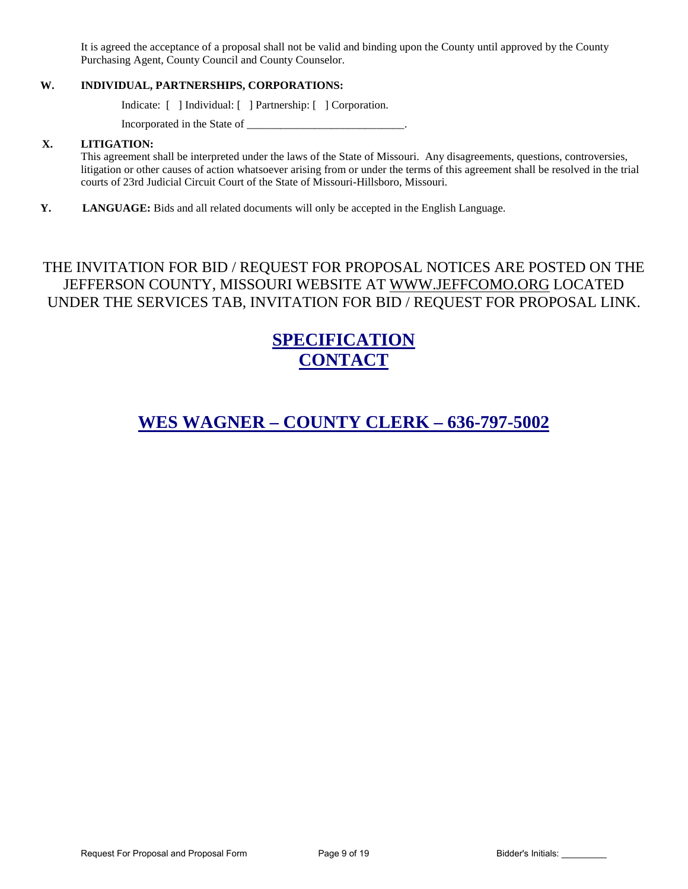It is agreed the acceptance of a proposal shall not be valid and binding upon the County until approved by the County Purchasing Agent, County Council and County Counselor.

**W. INDIVIDUAL, PARTNERSHIPS, CORPORATIONS:**

Indicate: [ ] Individual: [ ] Partnership: [ ] Corporation.

Incorporated in the State of ____________________________.

**X. LITIGATION:**

This agreement shall be interpreted under the laws of the State of Missouri. Any disagreements, questions, controversies, litigation or other causes of action whatsoever arising from or under the terms of this agreement shall be resolved in the trial courts of 23rd Judicial Circuit Court of the State of Missouri-Hillsboro, Missouri.

**Y. LANGUAGE:** Bids and all related documents will only be accepted in the English Language.

THE INVITATION FOR BID / REQUEST FOR PROPOSAL NOTICES ARE POSTED ON THE JEFFERSON COUNTY, MISSOURI WEBSITE AT WWW.JEFFCOMO.ORG LOCATED UNDER THE SERVICES TAB, INVITATION FOR BID / REQUEST FOR PROPOSAL LINK.

## SPECIFICATION CONTACT

## WES WAGNER – COUNTY CLERK – 636-797-5002

Bidder's Initials: _________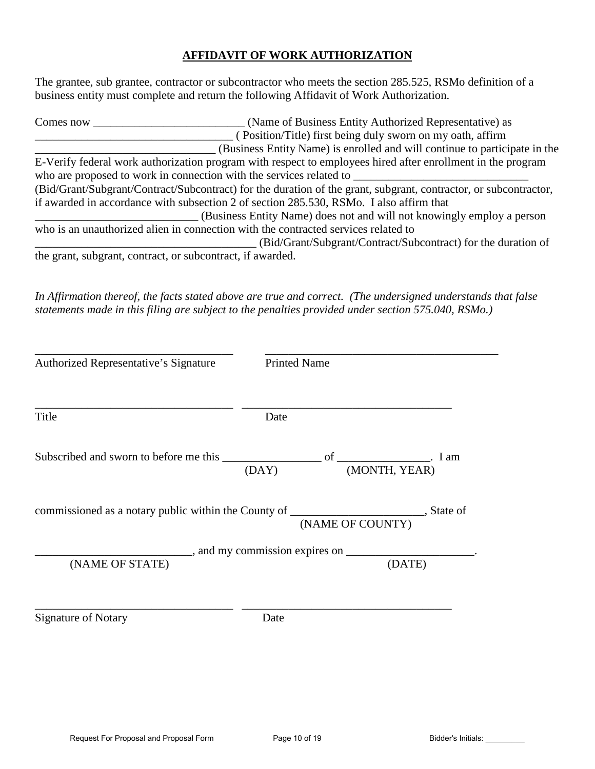## AFFIDAVIT OF WORK AUTHORIZATION

The grantee, sub grantee, contractor or subcontractor who meets the section 285.525, RSMo definition of a business entity must complete and return the following Affidavit of Work Authorization.

Comes now __________________________ (Name of Business Entity Authorized Representative) as __________________________________ ( Position/Title) first being duly sworn on my oath, affirm _______________________________ (Business Entity Name) is enrolled and will continue to participate in the E-Verify federal work authorization program with respect to employees hired after enrollment in the program who are proposed to work in connection with the services related to ______________________________ (Bid/Grant/Subgrant/Contract/Subcontract) for the duration of the grant, subgrant, contractor, or subcontractor, if awarded in accordance with subsection 2 of section 285.530, RSMo. I also affirm that ____________________________ (Business Entity Name) does not and will not knowingly employ a person who is an unauthorized alien in connection with the contracted services related to _______________________________________ (Bid/Grant/Subgrant/Contract/Subcontract) for the duration of the grant, subgrant, contract, or subcontract, if awarded.

*In Affirmation thereof, the facts stated above are true and correct. (The undersigned understands that false statements made in this filing are subject to the penalties provided under section 575.040, RSMo.)*

___________________________________ ________________________________________

Authorized Representative's Signature Printed Name

___________________________________ ____________________________________

Title Date

Subscribed and sworn to before me this _________________ of ________________. I am
(DAY) (MONTH, YEAR)

commissioned as a notary public within the County of _______________________, State of
(NAME OF COUNTY)

__________________________, and my commission expires on _____________________.
(NAME OF STATE) (DATE)

___________________________________ ____________________________________

Signature of Notary Date

Bidder's Initials: _________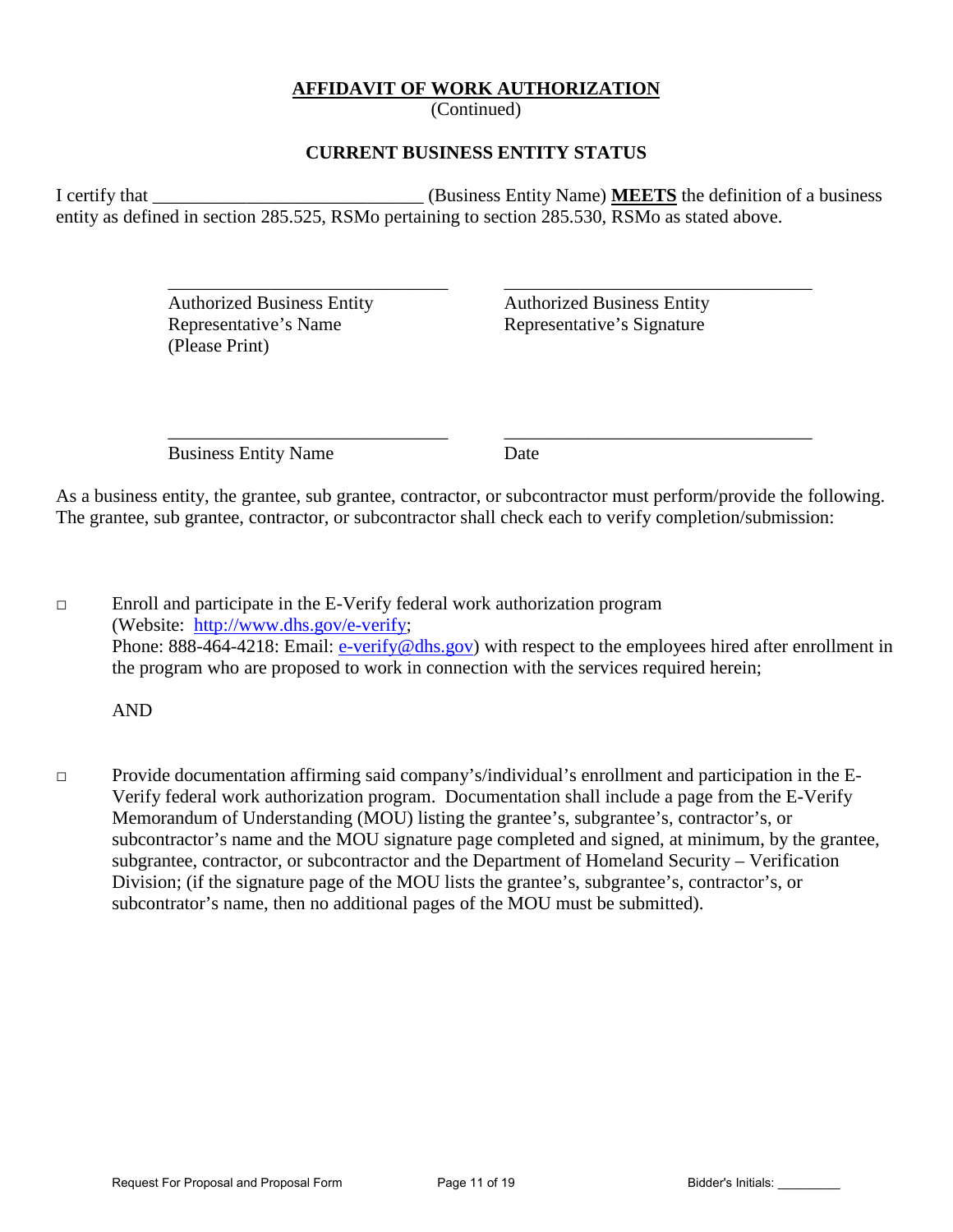## AFFIDAVIT OF WORK AUTHORIZATION

(Continued)

### CURRENT BUSINESS ENTITY STATUS

I certify that _____________________________ (Business Entity Name) **MEETS** the definition of a business entity as defined in section 285.525, RSMo pertaining to section 285.530, RSMo as stated above.

| _______________________________ | __________________________________ |
|---|---|
| Authorized Business Entity Representative's Name (Please Print) | Authorized Business Entity Representative's Signature |

| _______________________________ | __________________________________ |
|---|---|
| Business Entity Name | Date |

As a business entity, the grantee, sub grantee, contractor, or subcontractor must perform/provide the following. The grantee, sub grantee, contractor, or subcontractor shall check each to verify completion/submission:

□ Enroll and participate in the E-Verify federal work authorization program (Website: http://www.dhs.gov/e-verify; Phone: 888-464-4218: Email: e-verify@dhs.gov) with respect to the employees hired after enrollment in the program who are proposed to work in connection with the services required herein;

AND

□ Provide documentation affirming said company's/individual's enrollment and participation in the E-Verify federal work authorization program. Documentation shall include a page from the E-Verify Memorandum of Understanding (MOU) listing the grantee's, subgrantee's, contractor's, or subcontractor's name and the MOU signature page completed and signed, at minimum, by the grantee, subgrantee, contractor, or subcontractor and the Department of Homeland Security – Verification Division; (if the signature page of the MOU lists the grantee's, subgrantee's, contractor's, or subcontrator's name, then no additional pages of the MOU must be submitted).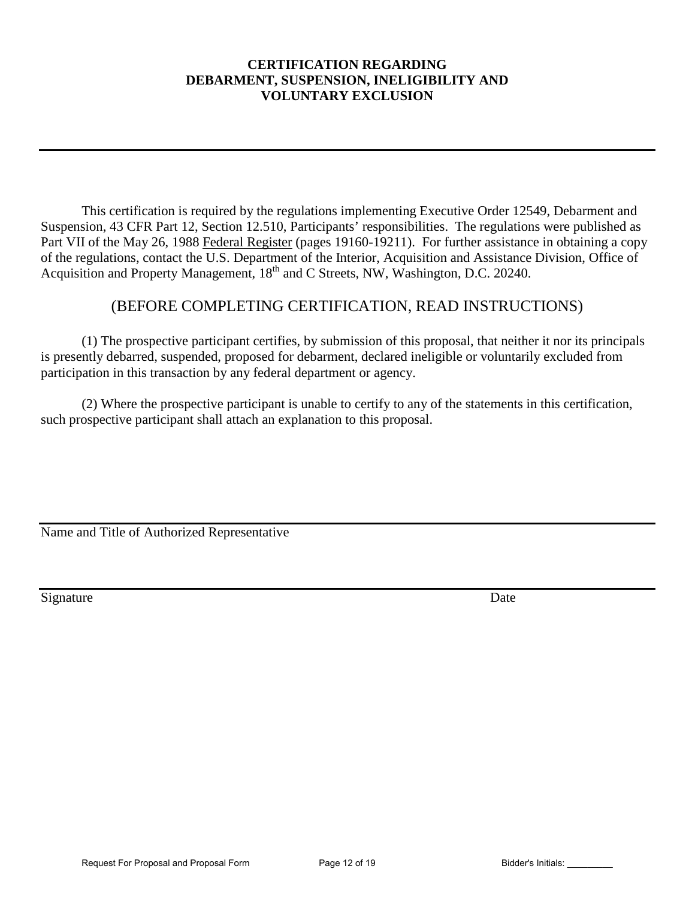# CERTIFICATION REGARDING DEBARMENT, SUSPENSION, INELIGIBILITY AND VOLUNTARY EXCLUSION

---

This certification is required by the regulations implementing Executive Order 12549, Debarment and Suspension, 43 CFR Part 12, Section 12.510, Participants' responsibilities. The regulations were published as Part VII of the May 26, 1988 Federal Register (pages 19160-19211). For further assistance in obtaining a copy of the regulations, contact the U.S. Department of the Interior, Acquisition and Assistance Division, Office of Acquisition and Property Management, 18th and C Streets, NW, Washington, D.C. 20240.

## (BEFORE COMPLETING CERTIFICATION, READ INSTRUCTIONS)

(1) The prospective participant certifies, by submission of this proposal, that neither it nor its principals is presently debarred, suspended, proposed for debarment, declared ineligible or voluntarily excluded from participation in this transaction by any federal department or agency.

(2) Where the prospective participant is unable to certify to any of the statements in this certification, such prospective participant shall attach an explanation to this proposal.

\_\_\_\_\_\_\_\_\_\_\_\_\_\_\_\_\_\_\_\_\_\_\_\_\_\_\_\_\_\_\_\_\_\_\_\_\_\_\_\_\_\_\_\_\_\_\_\_\_\_\_\_\_\_\_\_\_\_\_\_

Name and Title of Authorized Representative

\_\_\_\_\_\_\_\_\_\_\_\_\_\_\_\_\_\_\_\_\_\_\_\_\_\_\_\_\_\_\_\_\_\_\_\_\_\_\_\_\_\_\_\_\_\_\_\_\_\_\_\_\_\_\_\_\_\_\_\_

Signature Date

Bidder's Initials: \_\_\_\_\_\_\_\_\_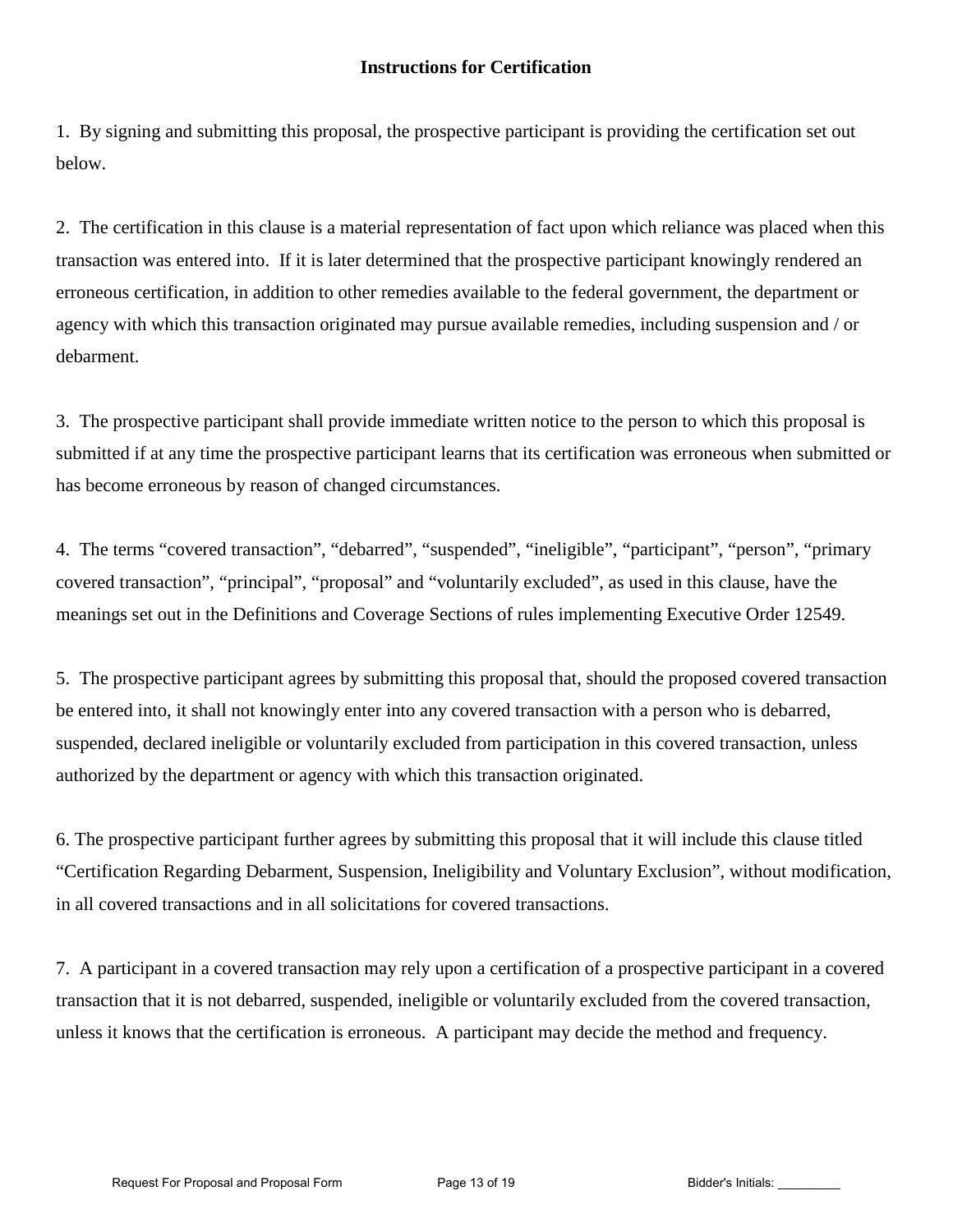## Instructions for Certification

1. By signing and submitting this proposal, the prospective participant is providing the certification set out below.

2. The certification in this clause is a material representation of fact upon which reliance was placed when this transaction was entered into. If it is later determined that the prospective participant knowingly rendered an erroneous certification, in addition to other remedies available to the federal government, the department or agency with which this transaction originated may pursue available remedies, including suspension and / or debarment.

3. The prospective participant shall provide immediate written notice to the person to which this proposal is submitted if at any time the prospective participant learns that its certification was erroneous when submitted or has become erroneous by reason of changed circumstances.

4. The terms "covered transaction", "debarred", "suspended", "ineligible", "participant", "person", "primary covered transaction", "principal", "proposal" and "voluntarily excluded", as used in this clause, have the meanings set out in the Definitions and Coverage Sections of rules implementing Executive Order 12549.

5. The prospective participant agrees by submitting this proposal that, should the proposed covered transaction be entered into, it shall not knowingly enter into any covered transaction with a person who is debarred, suspended, declared ineligible or voluntarily excluded from participation in this covered transaction, unless authorized by the department or agency with which this transaction originated.

6. The prospective participant further agrees by submitting this proposal that it will include this clause titled "Certification Regarding Debarment, Suspension, Ineligibility and Voluntary Exclusion", without modification, in all covered transactions and in all solicitations for covered transactions.

7. A participant in a covered transaction may rely upon a certification of a prospective participant in a covered transaction that it is not debarred, suspended, ineligible or voluntarily excluded from the covered transaction, unless it knows that the certification is erroneous. A participant may decide the method and frequency.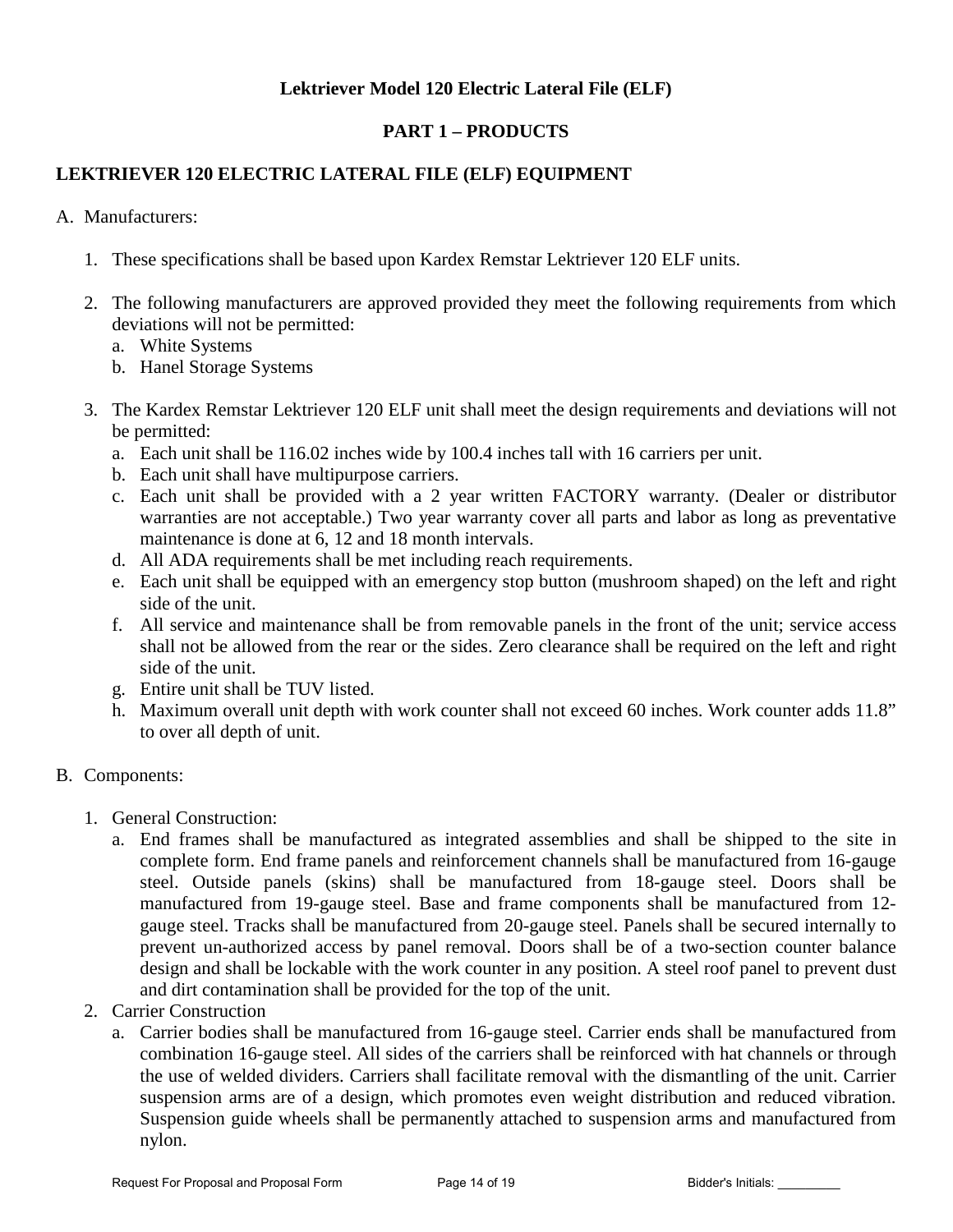**Lektriever Model 120 Electric Lateral File (ELF)**

**PART 1 – PRODUCTS**

## LEKTRIEVER 120 ELECTRIC LATERAL FILE (ELF) EQUIPMENT

A. Manufacturers:

1. These specifications shall be based upon Kardex Remstar Lektriever 120 ELF units.

2. The following manufacturers are approved provided they meet the following requirements from which deviations will not be permitted:
   a. White Systems
   b. Hanel Storage Systems

3. The Kardex Remstar Lektriever 120 ELF unit shall meet the design requirements and deviations will not be permitted:
   a. Each unit shall be 116.02 inches wide by 100.4 inches tall with 16 carriers per unit.
   b. Each unit shall have multipurpose carriers.
   c. Each unit shall be provided with a 2 year written FACTORY warranty. (Dealer or distributor warranties are not acceptable.) Two year warranty cover all parts and labor as long as preventative maintenance is done at 6, 12 and 18 month intervals.
   d. All ADA requirements shall be met including reach requirements.
   e. Each unit shall be equipped with an emergency stop button (mushroom shaped) on the left and right side of the unit.
   f. All service and maintenance shall be from removable panels in the front of the unit; service access shall not be allowed from the rear or the sides. Zero clearance shall be required on the left and right side of the unit.
   g. Entire unit shall be TUV listed.
   h. Maximum overall unit depth with work counter shall not exceed 60 inches. Work counter adds 11.8" to over all depth of unit.

B. Components:

1. General Construction:
   a. End frames shall be manufactured as integrated assemblies and shall be shipped to the site in complete form. End frame panels and reinforcement channels shall be manufactured from 16-gauge steel. Outside panels (skins) shall be manufactured from 18-gauge steel. Doors shall be manufactured from 19-gauge steel. Base and frame components shall be manufactured from 12-gauge steel. Tracks shall be manufactured from 20-gauge steel. Panels shall be secured internally to prevent un-authorized access by panel removal. Doors shall be of a two-section counter balance design and shall be lockable with the work counter in any position. A steel roof panel to prevent dust and dirt contamination shall be provided for the top of the unit.
2. Carrier Construction
   a. Carrier bodies shall be manufactured from 16-gauge steel. Carrier ends shall be manufactured from combination 16-gauge steel. All sides of the carriers shall be reinforced with hat channels or through the use of welded dividers. Carriers shall facilitate removal with the dismantling of the unit. Carrier suspension arms are of a design, which promotes even weight distribution and reduced vibration. Suspension guide wheels shall be permanently attached to suspension arms and manufactured from nylon.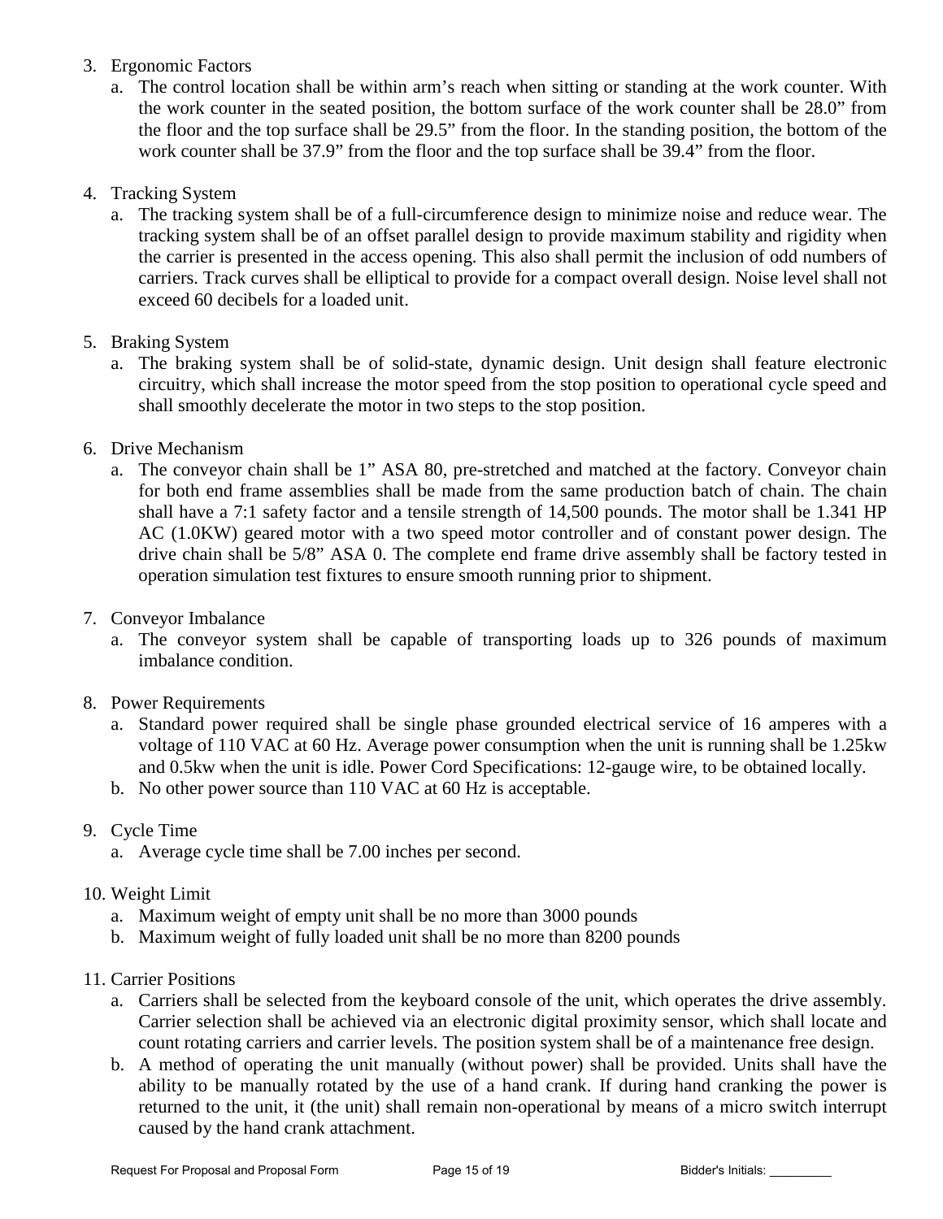3. Ergonomic Factors
   a. The control location shall be within arm's reach when sitting or standing at the work counter. With the work counter in the seated position, the bottom surface of the work counter shall be 28.0" from the floor and the top surface shall be 29.5" from the floor. In the standing position, the bottom of the work counter shall be 37.9" from the floor and the top surface shall be 39.4" from the floor.

4. Tracking System
   a. The tracking system shall be of a full-circumference design to minimize noise and reduce wear. The tracking system shall be of an offset parallel design to provide maximum stability and rigidity when the carrier is presented in the access opening. This also shall permit the inclusion of odd numbers of carriers. Track curves shall be elliptical to provide for a compact overall design. Noise level shall not exceed 60 decibels for a loaded unit.

5. Braking System
   a. The braking system shall be of solid-state, dynamic design. Unit design shall feature electronic circuitry, which shall increase the motor speed from the stop position to operational cycle speed and shall smoothly decelerate the motor in two steps to the stop position.

6. Drive Mechanism
   a. The conveyor chain shall be 1" ASA 80, pre-stretched and matched at the factory. Conveyor chain for both end frame assemblies shall be made from the same production batch of chain. The chain shall have a 7:1 safety factor and a tensile strength of 14,500 pounds. The motor shall be 1.341 HP AC (1.0KW) geared motor with a two speed motor controller and of constant power design. The drive chain shall be 5/8" ASA 0. The complete end frame drive assembly shall be factory tested in operation simulation test fixtures to ensure smooth running prior to shipment.

7. Conveyor Imbalance
   a. The conveyor system shall be capable of transporting loads up to 326 pounds of maximum imbalance condition.

8. Power Requirements
   a. Standard power required shall be single phase grounded electrical service of 16 amperes with a voltage of 110 VAC at 60 Hz. Average power consumption when the unit is running shall be 1.25kw and 0.5kw when the unit is idle. Power Cord Specifications: 12-gauge wire, to be obtained locally.
   b. No other power source than 110 VAC at 60 Hz is acceptable.

9. Cycle Time
   a. Average cycle time shall be 7.00 inches per second.

10. Weight Limit
    a. Maximum weight of empty unit shall be no more than 3000 pounds
    b. Maximum weight of fully loaded unit shall be no more than 8200 pounds

11. Carrier Positions
    a. Carriers shall be selected from the keyboard console of the unit, which operates the drive assembly. Carrier selection shall be achieved via an electronic digital proximity sensor, which shall locate and count rotating carriers and carrier levels. The position system shall be of a maintenance free design.
    b. A method of operating the unit manually (without power) shall be provided. Units shall have the ability to be manually rotated by the use of a hand crank. If during hand cranking the power is returned to the unit, it (the unit) shall remain non-operational by means of a micro switch interrupt caused by the hand crank attachment.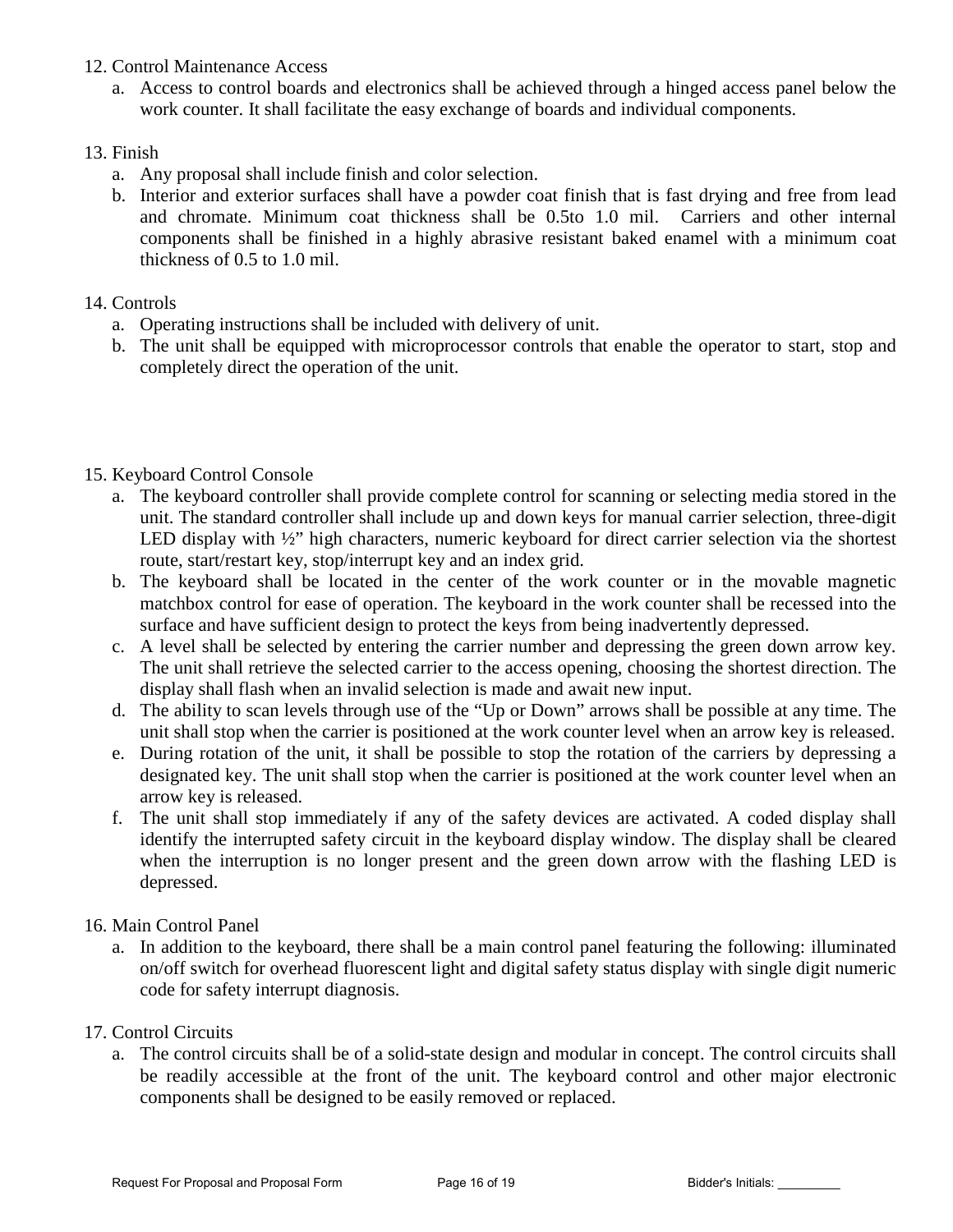12. Control Maintenance Access
    a. Access to control boards and electronics shall be achieved through a hinged access panel below the work counter. It shall facilitate the easy exchange of boards and individual components.

13. Finish
    a. Any proposal shall include finish and color selection.
    b. Interior and exterior surfaces shall have a powder coat finish that is fast drying and free from lead and chromate. Minimum coat thickness shall be 0.5to 1.0 mil. Carriers and other internal components shall be finished in a highly abrasive resistant baked enamel with a minimum coat thickness of 0.5 to 1.0 mil.

14. Controls
    a. Operating instructions shall be included with delivery of unit.
    b. The unit shall be equipped with microprocessor controls that enable the operator to start, stop and completely direct the operation of the unit.

15. Keyboard Control Console
    a. The keyboard controller shall provide complete control for scanning or selecting media stored in the unit. The standard controller shall include up and down keys for manual carrier selection, three-digit LED display with ½" high characters, numeric keyboard for direct carrier selection via the shortest route, start/restart key, stop/interrupt key and an index grid.
    b. The keyboard shall be located in the center of the work counter or in the movable magnetic matchbox control for ease of operation. The keyboard in the work counter shall be recessed into the surface and have sufficient design to protect the keys from being inadvertently depressed.
    c. A level shall be selected by entering the carrier number and depressing the green down arrow key. The unit shall retrieve the selected carrier to the access opening, choosing the shortest direction. The display shall flash when an invalid selection is made and await new input.
    d. The ability to scan levels through use of the "Up or Down" arrows shall be possible at any time. The unit shall stop when the carrier is positioned at the work counter level when an arrow key is released.
    e. During rotation of the unit, it shall be possible to stop the rotation of the carriers by depressing a designated key. The unit shall stop when the carrier is positioned at the work counter level when an arrow key is released.
    f. The unit shall stop immediately if any of the safety devices are activated. A coded display shall identify the interrupted safety circuit in the keyboard display window. The display shall be cleared when the interruption is no longer present and the green down arrow with the flashing LED is depressed.

16. Main Control Panel
    a. In addition to the keyboard, there shall be a main control panel featuring the following: illuminated on/off switch for overhead fluorescent light and digital safety status display with single digit numeric code for safety interrupt diagnosis.

17. Control Circuits
    a. The control circuits shall be of a solid-state design and modular in concept. The control circuits shall be readily accessible at the front of the unit. The keyboard control and other major electronic components shall be designed to be easily removed or replaced.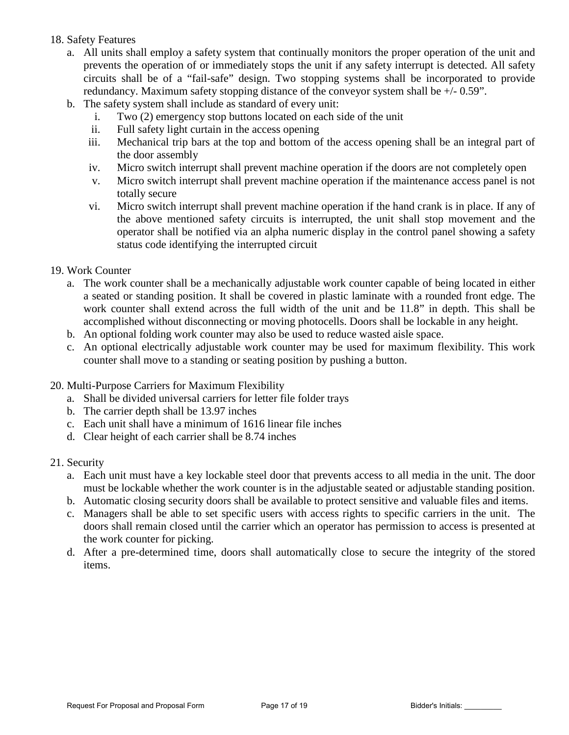18. Safety Features
    a. All units shall employ a safety system that continually monitors the proper operation of the unit and prevents the operation of or immediately stops the unit if any safety interrupt is detected. All safety circuits shall be of a "fail-safe" design. Two stopping systems shall be incorporated to provide redundancy. Maximum safety stopping distance of the conveyor system shall be +/- 0.59".
    b. The safety system shall include as standard of every unit:
        i. Two (2) emergency stop buttons located on each side of the unit
        ii. Full safety light curtain in the access opening
        iii. Mechanical trip bars at the top and bottom of the access opening shall be an integral part of the door assembly
        iv. Micro switch interrupt shall prevent machine operation if the doors are not completely open
        v. Micro switch interrupt shall prevent machine operation if the maintenance access panel is not totally secure
        vi. Micro switch interrupt shall prevent machine operation if the hand crank is in place. If any of the above mentioned safety circuits is interrupted, the unit shall stop movement and the operator shall be notified via an alpha numeric display in the control panel showing a safety status code identifying the interrupted circuit

19. Work Counter
    a. The work counter shall be a mechanically adjustable work counter capable of being located in either a seated or standing position. It shall be covered in plastic laminate with a rounded front edge. The work counter shall extend across the full width of the unit and be 11.8" in depth. This shall be accomplished without disconnecting or moving photocells. Doors shall be lockable in any height.
    b. An optional folding work counter may also be used to reduce wasted aisle space.
    c. An optional electrically adjustable work counter may be used for maximum flexibility. This work counter shall move to a standing or seating position by pushing a button.

20. Multi-Purpose Carriers for Maximum Flexibility
    a. Shall be divided universal carriers for letter file folder trays
    b. The carrier depth shall be 13.97 inches
    c. Each unit shall have a minimum of 1616 linear file inches
    d. Clear height of each carrier shall be 8.74 inches

21. Security
    a. Each unit must have a key lockable steel door that prevents access to all media in the unit. The door must be lockable whether the work counter is in the adjustable seated or adjustable standing position.
    b. Automatic closing security doors shall be available to protect sensitive and valuable files and items.
    c. Managers shall be able to set specific users with access rights to specific carriers in the unit. The doors shall remain closed until the carrier which an operator has permission to access is presented at the work counter for picking.
    d. After a pre-determined time, doors shall automatically close to secure the integrity of the stored items.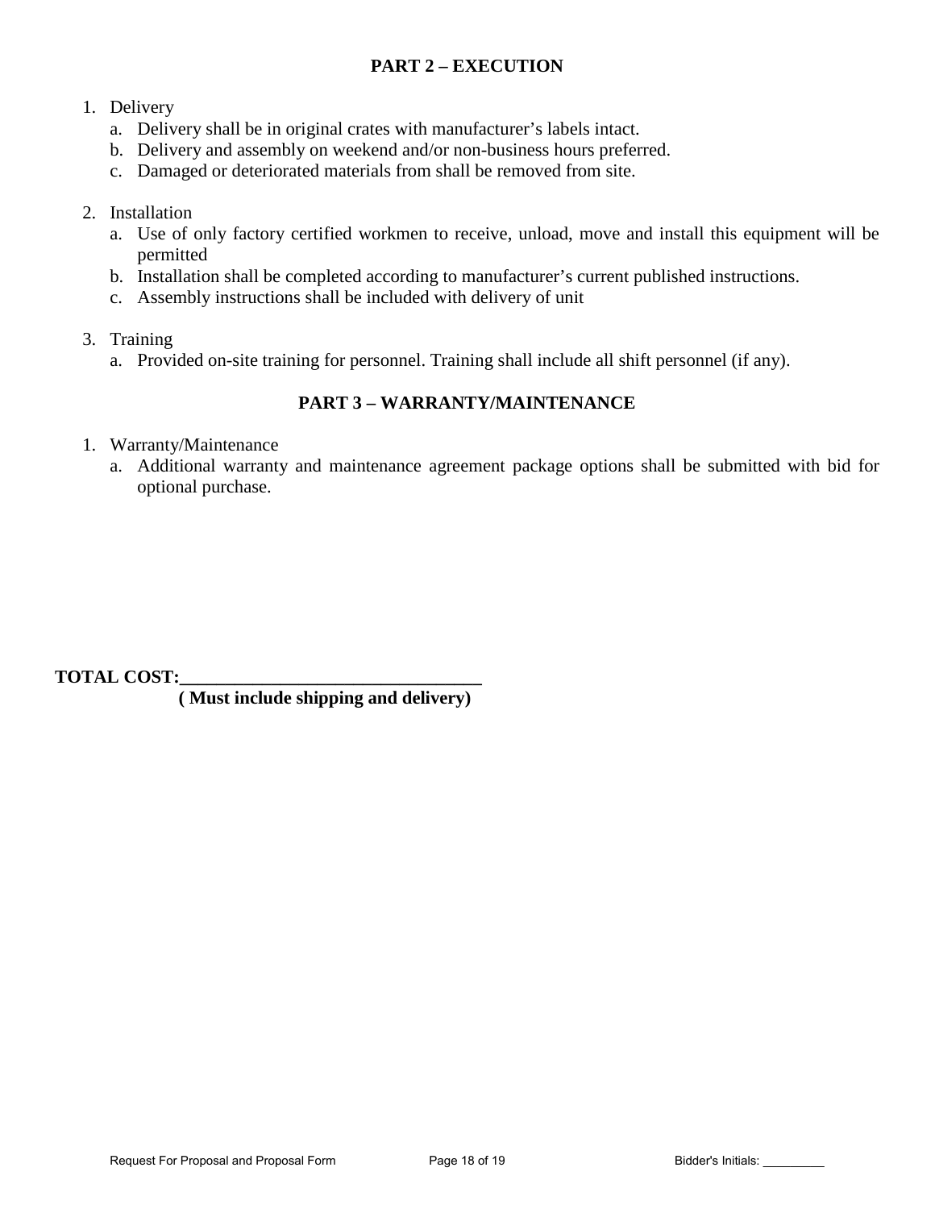## PART 2 – EXECUTION

1. Delivery
   a. Delivery shall be in original crates with manufacturer's labels intact.
   b. Delivery and assembly on weekend and/or non-business hours preferred.
   c. Damaged or deteriorated materials from shall be removed from site.

2. Installation
   a. Use of only factory certified workmen to receive, unload, move and install this equipment will be permitted
   b. Installation shall be completed according to manufacturer's current published instructions.
   c. Assembly instructions shall be included with delivery of unit

3. Training
   a. Provided on-site training for personnel. Training shall include all shift personnel (if any).

## PART 3 – WARRANTY/MAINTENANCE

1. Warranty/Maintenance
   a. Additional warranty and maintenance agreement package options shall be submitted with bid for optional purchase.

**TOTAL COST:________________________________**
**( Must include shipping and delivery)**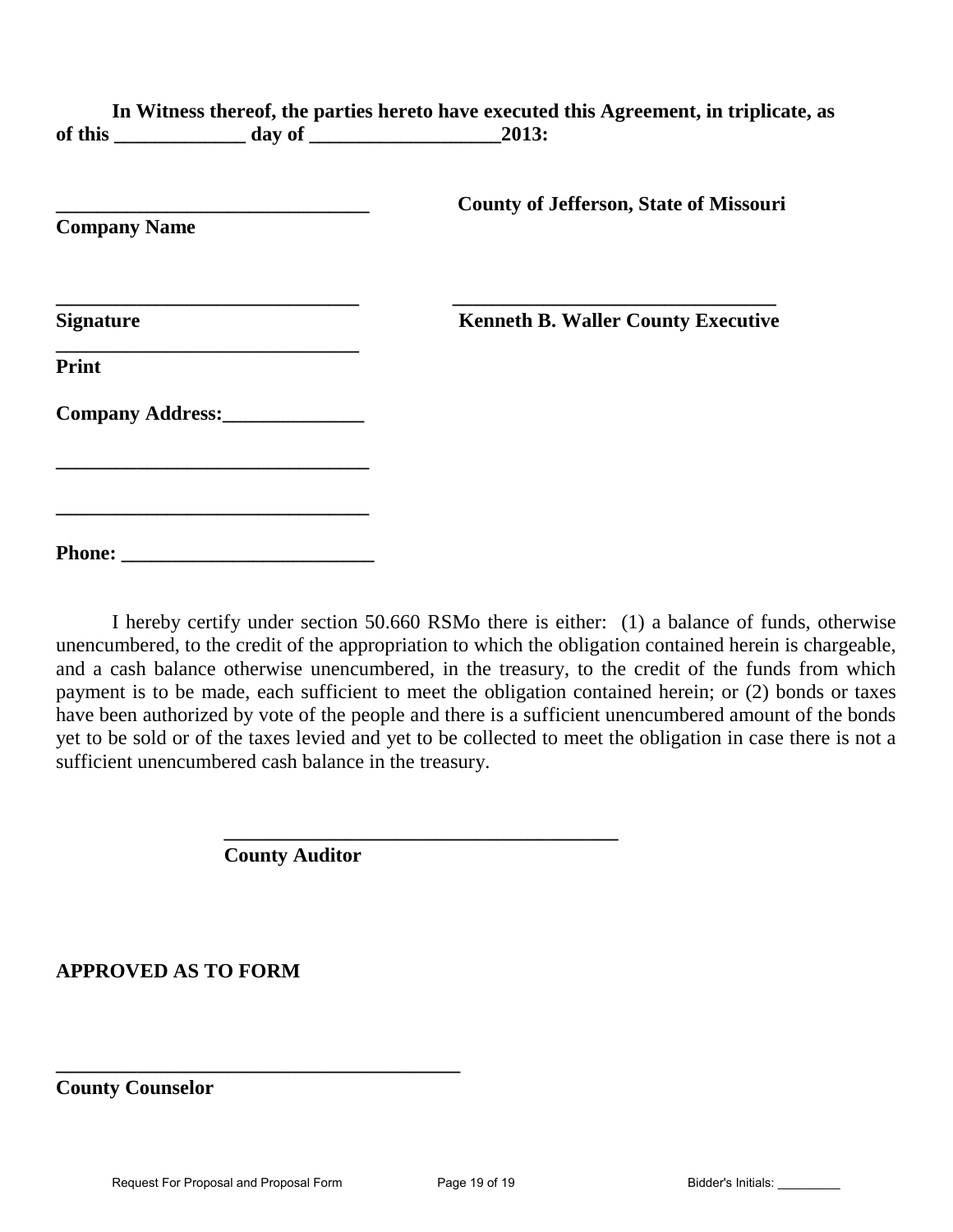**In Witness thereof, the parties hereto have executed this Agreement, in triplicate, as of this _____________ day of ___________________2013:**

| | |
|---|---|
| **_______________________________** | **County of Jefferson, State of Missouri** |
| **Company Name** | |
| **______________________________** | **________________________________** |
| **Signature** | **Kenneth B. Waller County Executive** |
| **______________________________** | |
| **Print** | |

**Company Address:______________**

**_______________________________**

**_______________________________**

**Phone: _________________________**

I hereby certify under section 50.660 RSMo there is either: (1) a balance of funds, otherwise unencumbered, to the credit of the appropriation to which the obligation contained herein is chargeable, and a cash balance otherwise unencumbered, in the treasury, to the credit of the funds from which payment is to be made, each sufficient to meet the obligation contained herein; or (2) bonds or taxes have been authorized by vote of the people and there is a sufficient unencumbered amount of the bonds yet to be sold or of the taxes levied and yet to be collected to meet the obligation in case there is not a sufficient unencumbered cash balance in the treasury.

**_______________________________________**

**County Auditor**

**APPROVED AS TO FORM**

**________________________________________**

**County Counselor**

Bidder's Initials: _________